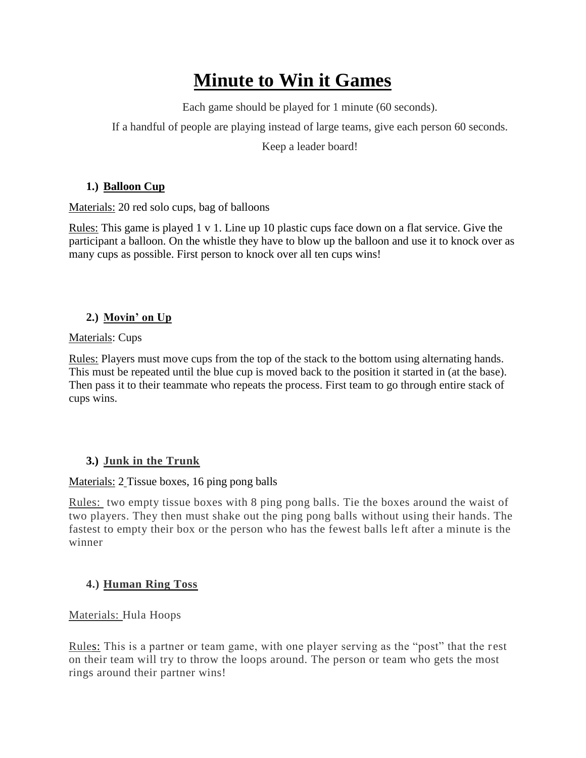# Minute to Win it Games

Each game should be played for 1 minute (60 seconds).

If a handful of people are playing instead of large teams, give each person 60 seconds.

Keep a leader board!

### 1.) Balloon Cup

Materials: 20 red solo cups, bag of balloons

Rules: This game is played 1 v 1. Line up 10 plastic cups face down on a flat service. Give the participant a balloon. On the whistle they have to blow up the balloon and use it to knock over as many cups as possible. First person to knock over all ten cups wins!

### 2.) Movin' on Up

Materials: Cups

Rules: Players must move cups from the top of the stack to the bottom using alternating hands. This must be repeated until the blue cup is moved back to the position it started in (at the base). Then pass it to their teammate who repeats the process. First team to go through entire stack of cups wins.

### 3.) Junk in the Trunk

Materials: 2 Tissue boxes, 16 ping pong balls

Rules: two empty tissue boxes with 8 ping pong balls. Tie the boxes around the waist of two players. They then must shake out the ping pong balls without using their hands. The fastest to empty their box or the person who has the fewest balls left after a minute is the winner

### 4.) Human Ring Toss

Materials: Hula Hoops

Rules: This is a partner or team game, with one player serving as the "post" that the rest on their team will try to throw the loops around. The person or team who gets the most rings around their partner wins!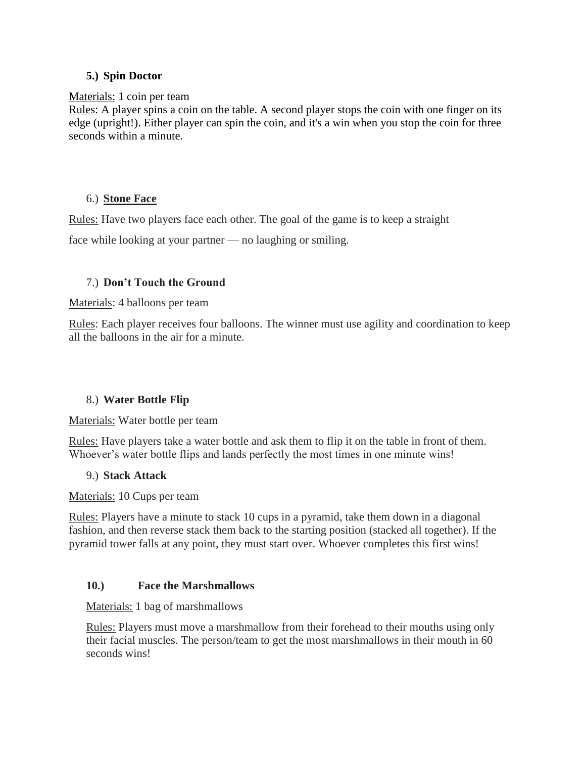### 5.) Spin Doctor

Materials: 1 coin per team
Rules: A player spins a coin on the table. A second player stops the coin with one finger on its edge (upright!). Either player can spin the coin, and it's a win when you stop the coin for three seconds within a minute.

### 6.) **Stone Face**

Rules: Have two players face each other. The goal of the game is to keep a straight face while looking at your partner — no laughing or smiling.

### 7.) Don't Touch the Ground

Materials: 4 balloons per team

Rules: Each player receives four balloons. The winner must use agility and coordination to keep all the balloons in the air for a minute.

### 8.) Water Bottle Flip

Materials: Water bottle per team

Rules: Have players take a water bottle and ask them to flip it on the table in front of them. Whoever's water bottle flips and lands perfectly the most times in one minute wins!

### 9.) Stack Attack

Materials: 10 Cups per team

Rules: Players have a minute to stack 10 cups in a pyramid, take them down in a diagonal fashion, and then reverse stack them back to the starting position (stacked all together). If the pyramid tower falls at any point, they must start over. Whoever completes this first wins!

### 10.) Face the Marshmallows

Materials: 1 bag of marshmallows

Rules: Players must move a marshmallow from their forehead to their mouths using only their facial muscles. The person/team to get the most marshmallows in their mouth in 60 seconds wins!